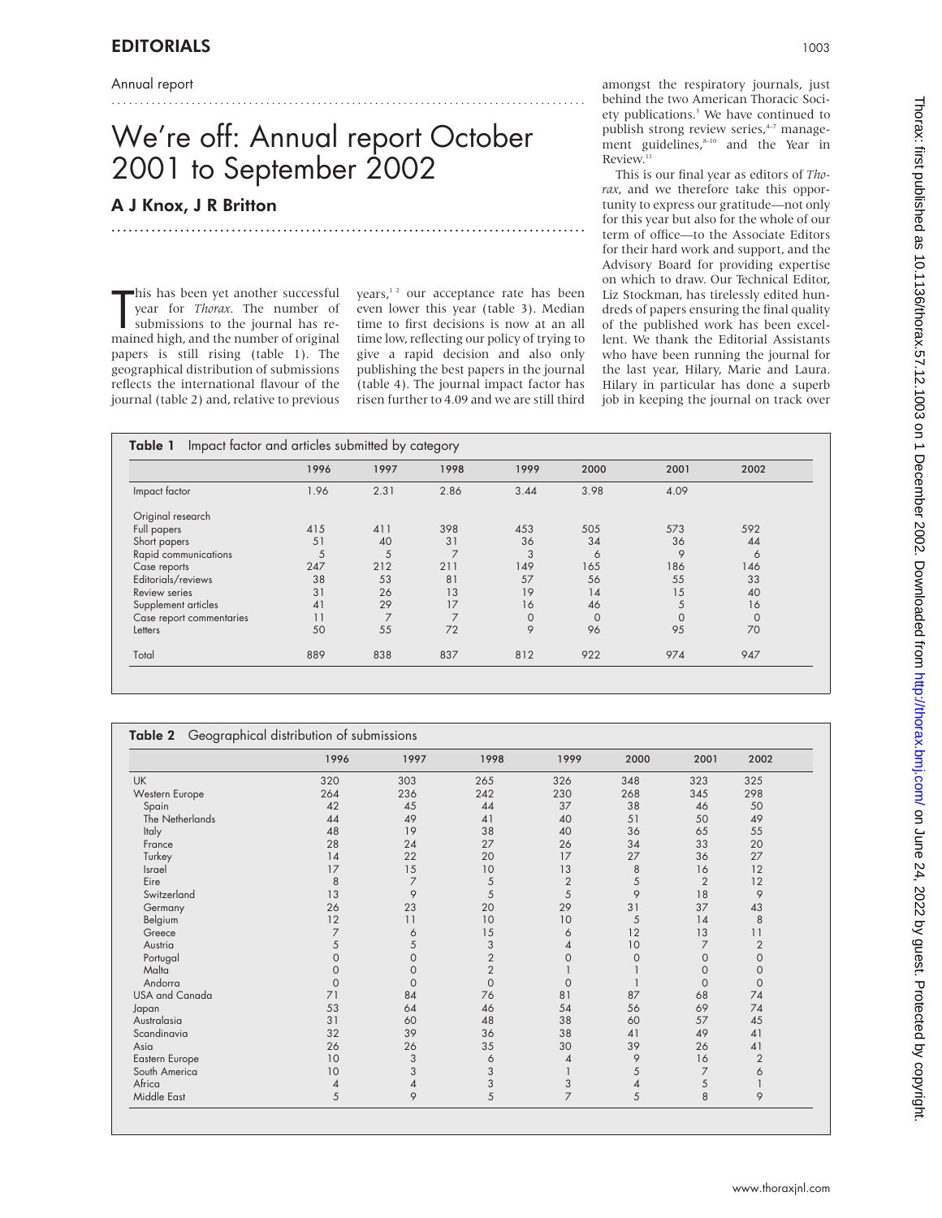Annual report

# We're off: Annual report October 2001 to September 2002

## A J Knox, J R Britton

This has been yet another successful year for *Thorax*. The number of submissions to the journal has remained high, and the number of original papers is still rising (table 1). The geographical distribution of submissions reflects the international flavour of the journal (table 2) and, relative to previous years,[1 2] our acceptance rate has been even lower this year (table 3). Median time to first decisions is now at an all time low, reflecting our policy of trying to give a rapid decision and also only publishing the best papers in the journal (table 4). The journal impact factor has risen further to 4.09 and we are still third amongst the respiratory journals, just behind the two American Thoracic Society publications.[3] We have continued to publish strong review series,[4–7] management guidelines,[8–10] and the Year in Review.[11]

This is our final year as editors of *Thorax*, and we therefore take this opportunity to express our gratitude—not only for this year but also for the whole of our term of office—to the Associate Editors for their hard work and support, and the Advisory Board for providing expertise on which to draw. Our Technical Editor, Liz Stockman, has tirelessly edited hundreds of papers ensuring the final quality of the published work has been excellent. We thank the Editorial Assistants who have been running the journal for the last year, Hilary, Marie and Laura. Hilary in particular has done a superb job in keeping the journal on track over

**Table 1** Impact factor and articles submitted by category

| | 1996 | 1997 | 1998 | 1999 | 2000 | 2001 | 2002 |
|---|---|---|---|---|---|---|---|
| Impact factor | 1.96 | 2.31 | 2.86 | 3.44 | 3.98 | 4.09 | |
| Original research | | | | | | | |
| Full papers | 415 | 411 | 398 | 453 | 505 | 573 | 592 |
| Short papers | 51 | 40 | 31 | 36 | 34 | 36 | 44 |
| Rapid communications | 5 | 5 | 7 | 3 | 6 | 9 | 6 |
| Case reports | 247 | 212 | 211 | 149 | 165 | 186 | 146 |
| Editorials/reviews | 38 | 53 | 81 | 57 | 56 | 55 | 33 |
| Review series | 31 | 26 | 13 | 19 | 14 | 15 | 40 |
| Supplement articles | 41 | 29 | 17 | 16 | 46 | 5 | 16 |
| Case report commentaries | 11 | 7 | 7 | 0 | 0 | 0 | 0 |
| Letters | 50 | 55 | 72 | 9 | 96 | 95 | 70 |
| Total | 889 | 838 | 837 | 812 | 922 | 974 | 947 |

**Table 2** Geographical distribution of submissions

| | 1996 | 1997 | 1998 | 1999 | 2000 | 2001 | 2002 |
|---|---|---|---|---|---|---|---|
| UK | 320 | 303 | 265 | 326 | 348 | 323 | 325 |
| Western Europe | 264 | 236 | 242 | 230 | 268 | 345 | 298 |
| Spain | 42 | 45 | 44 | 37 | 38 | 46 | 50 |
| The Netherlands | 44 | 49 | 41 | 40 | 51 | 50 | 49 |
| Italy | 48 | 19 | 38 | 40 | 36 | 65 | 55 |
| France | 28 | 24 | 27 | 26 | 34 | 33 | 20 |
| Turkey | 14 | 22 | 20 | 17 | 27 | 36 | 27 |
| Israel | 17 | 15 | 10 | 13 | 8 | 16 | 12 |
| Eire | 8 | 7 | 5 | 2 | 5 | 2 | 12 |
| Switzerland | 13 | 9 | 5 | 5 | 9 | 18 | 9 |
| Germany | 26 | 23 | 20 | 29 | 31 | 37 | 43 |
| Belgium | 12 | 11 | 10 | 10 | 5 | 14 | 8 |
| Greece | 7 | 6 | 15 | 6 | 12 | 13 | 11 |
| Austria | 5 | 5 | 3 | 4 | 10 | 7 | 2 |
| Portugal | 0 | 0 | 2 | 0 | 0 | 0 | 0 |
| Malta | 0 | 0 | 2 | 1 | 1 | 0 | 0 |
| Andorra | 0 | 0 | 0 | 0 | 1 | 0 | 0 |
| USA and Canada | 71 | 84 | 76 | 81 | 87 | 68 | 74 |
| Japan | 53 | 64 | 46 | 54 | 56 | 69 | 74 |
| Australasia | 31 | 60 | 48 | 38 | 60 | 57 | 45 |
| Scandinavia | 32 | 39 | 36 | 38 | 41 | 49 | 41 |
| Asia | 26 | 26 | 35 | 30 | 39 | 26 | 41 |
| Eastern Europe | 10 | 3 | 6 | 4 | 9 | 16 | 2 |
| South America | 10 | 3 | 3 | 1 | 5 | 7 | 6 |
| Africa | 4 | 4 | 3 | 3 | 4 | 5 | 1 |
| Middle East | 5 | 9 | 5 | 7 | 5 | 8 | 9 |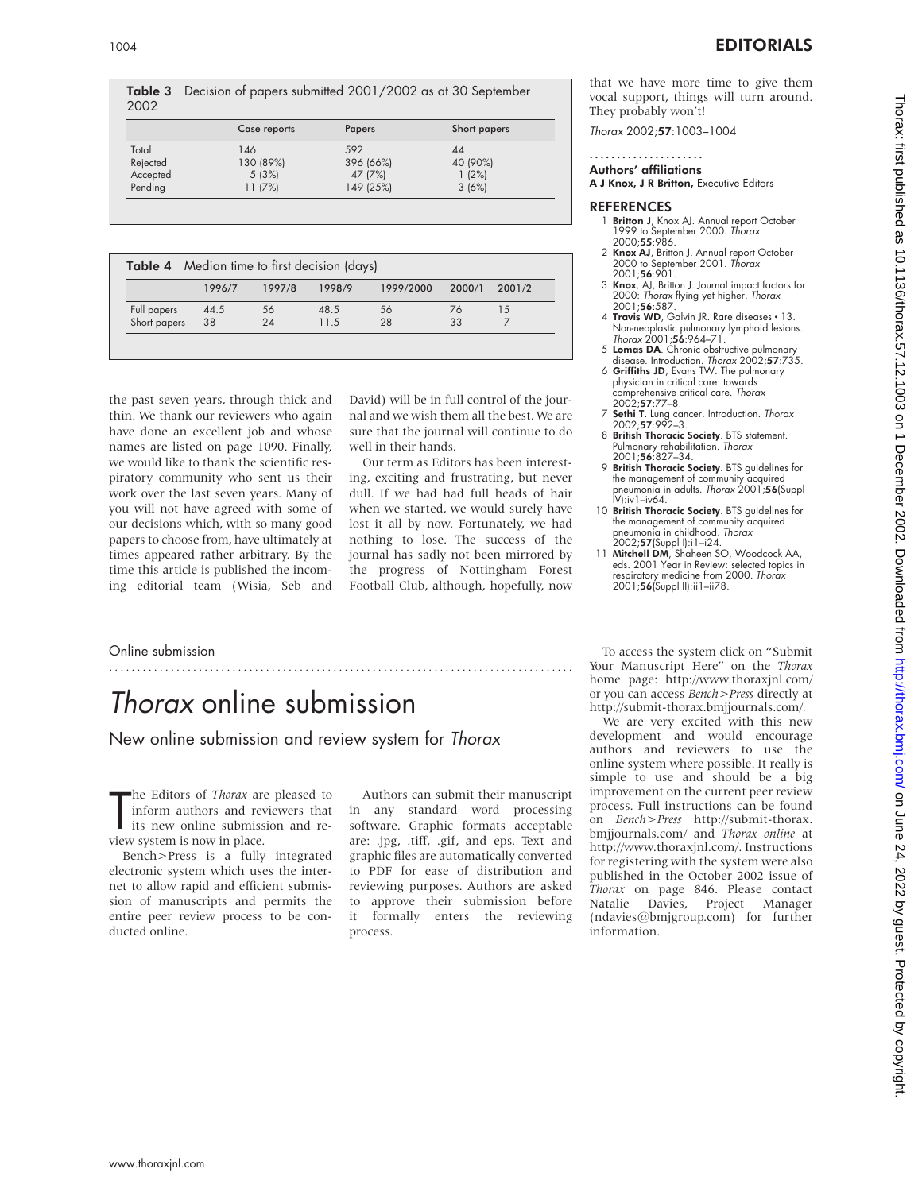**Table 3** Decision of papers submitted 2001/2002 as at 30 September 2002

| | Case reports | Papers | Short papers |
|---|---|---|---|
| Total | 146 | 592 | 44 |
| Rejected | 130 (89%) | 396 (66%) | 40 (90%) |
| Accepted | 5 (3%) | 47 (7%) | 1 (2%) |
| Pending | 11 (7%) | 149 (25%) | 3 (6%) |

**Table 4** Median time to first decision (days)

| | 1996/7 | 1997/8 | 1998/9 | 1999/2000 | 2000/1 | 2001/2 |
|---|---|---|---|---|---|---|
| Full papers | 44.5 | 56 | 48.5 | 56 | 76 | 15 |
| Short papers | 38 | 24 | 11.5 | 28 | 33 | 7 |

the past seven years, through thick and thin. We thank our reviewers who again have done an excellent job and whose names are listed on page 1090. Finally, we would like to thank the scientific respiratory community who sent us their work over the last seven years. Many of you will not have agreed with some of our decisions which, with so many good papers to choose from, have ultimately at times appeared rather arbitrary. By the time this article is published the incoming editorial team (Wisia, Seb and David) will be in full control of the journal and we wish them all the best. We are sure that the journal will continue to do well in their hands.

Our term as Editors has been interesting, exciting and frustrating, but never dull. If we had had full heads of hair when we started, we would surely have lost it all by now. Fortunately, we had nothing to lose. The success of the journal has sadly not been mirrored by the progress of Nottingham Forest Football Club, although, hopefully, now that we have more time to give them vocal support, things will turn around. They probably won't!

*Thorax* 2002;**57**:1003–1004

### Authors' affiliations

**A J Knox, J R Britton,** Executive Editors

### REFERENCES

1. **Britton J**, Knox AJ. Annual report October 1999 to September 2000. *Thorax* 2000;**55**:986.
2. **Knox AJ**, Britton J. Annual report October 2000 to September 2001. *Thorax* 2001;**56**:901.
3. **Knox**, AJ, Britton J. Journal impact factors for 2000: *Thorax* flying yet higher. *Thorax* 2001;**56**:587.
4. **Travis WD**, Galvin JR. Rare diseases • 13. Non-neoplastic pulmonary lymphoid lesions. *Thorax* 2001;**56**:964–71.
5. **Lomas DA**. Chronic obstructive pulmonary disease. Introduction. *Thorax* 2002;**57**:735.
6. **Griffiths JD**, Evans TW. The pulmonary physician in critical care: towards comprehensive critical care. *Thorax* 2002;**57**:77–8.
7. **Sethi T**. Lung cancer. Introduction. *Thorax* 2002;**57**:992–3.
8. **British Thoracic Society**. BTS statement. Pulmonary rehabilitation. *Thorax* 2001;**56**:827–34.
9. **British Thoracic Society**. BTS guidelines for the management of community acquired pneumonia in adults. *Thorax* 2001;**56**(Suppl IV):iv1–iv64.
10. **British Thoracic Society**. BTS guidelines for the management of community acquired pneumonia in childhood. *Thorax* 2002;**57**(Suppl I):i1–i24.
11. **Mitchell DM**, Shaheen SO, Woodcock AA, eds. 2001 Year in Review: selected topics in respiratory medicine from 2000. *Thorax* 2001;**56**(Suppl II):ii1–ii78.

Online submission

# *Thorax* online submission

## New online submission and review system for *Thorax*

The Editors of *Thorax* are pleased to inform authors and reviewers that its new online submission and review system is now in place.

Bench>Press is a fully integrated electronic system which uses the internet to allow rapid and efficient submission of manuscripts and permits the entire peer review process to be conducted online.

Authors can submit their manuscript in any standard word processing software. Graphic formats acceptable are: .jpg, .tiff, .gif, and eps. Text and graphic files are automatically converted to PDF for ease of distribution and reviewing purposes. Authors are asked to approve their submission before it formally enters the reviewing process.

To access the system click on "Submit Your Manuscript Here" on the *Thorax* home page: http://www.thoraxjnl.com/ or you can access *Bench>Press* directly at http://submit-thorax.bmjjournals.com/.

We are very excited with this new development and would encourage authors and reviewers to use the online system where possible. It really is simple to use and should be a big improvement on the current peer review process. Full instructions can be found on *Bench>Press* http://submit-thorax.bmjjournals.com/ and *Thorax online* at http://www.thoraxjnl.com/. Instructions for registering with the system were also published in the October 2002 issue of *Thorax* on page 846. Please contact Natalie Davies, Project Manager (ndavies@bmjgroup.com) for further information.